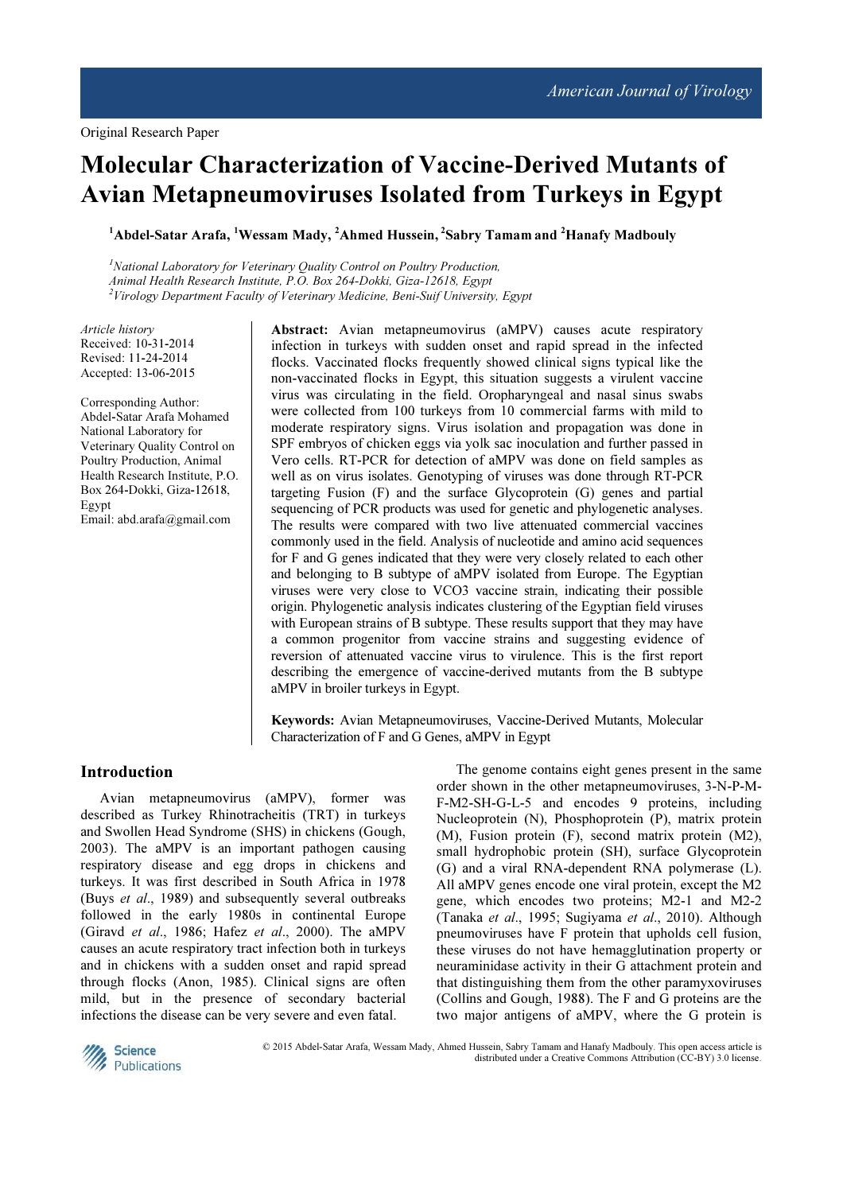Original Research Paper

# Molecular Characterization of Vaccine-Derived Mutants of Avian Metapneumoviruses Isolated from Turkeys in Egypt

[1]Abdel-Satar Arafa, [1]Wessam Mady, [2]Ahmed Hussein, [2]Sabry Tamam and [2]Hanafy Madbouly

[1]*National Laboratory for Veterinary Quality Control on Poultry Production, Animal Health Research Institute, P.O. Box 264-Dokki, Giza-12618, Egypt*
[2]*Virology Department Faculty of Veterinary Medicine, Beni-Suif University, Egypt*

*Article history*
Received: 10-31-2014
Revised: 11-24-2014
Accepted: 13-06-2015

Corresponding Author:
Abdel-Satar Arafa Mohamed
National Laboratory for Veterinary Quality Control on Poultry Production, Animal Health Research Institute, P.O. Box 264-Dokki, Giza-12618, Egypt
Email: abd.arafa@gmail.com

**Abstract:** Avian metapneumovirus (aMPV) causes acute respiratory infection in turkeys with sudden onset and rapid spread in the infected flocks. Vaccinated flocks frequently showed clinical signs typical like the non-vaccinated flocks in Egypt, this situation suggests a virulent vaccine virus was circulating in the field. Oropharyngeal and nasal sinus swabs were collected from 100 turkeys from 10 commercial farms with mild to moderate respiratory signs. Virus isolation and propagation was done in SPF embryos of chicken eggs via yolk sac inoculation and further passed in Vero cells. RT-PCR for detection of aMPV was done on field samples as well as on virus isolates. Genotyping of viruses was done through RT-PCR targeting Fusion (F) and the surface Glycoprotein (G) genes and partial sequencing of PCR products was used for genetic and phylogenetic analyses. The results were compared with two live attenuated commercial vaccines commonly used in the field. Analysis of nucleotide and amino acid sequences for F and G genes indicated that they were very closely related to each other and belonging to B subtype of aMPV isolated from Europe. The Egyptian viruses were very close to VCO3 vaccine strain, indicating their possible origin. Phylogenetic analysis indicates clustering of the Egyptian field viruses with European strains of B subtype. These results support that they may have a common progenitor from vaccine strains and suggesting evidence of reversion of attenuated vaccine virus to virulence. This is the first report describing the emergence of vaccine-derived mutants from the B subtype aMPV in broiler turkeys in Egypt.

**Keywords:** Avian Metapneumoviruses, Vaccine-Derived Mutants, Molecular Characterization of F and G Genes, aMPV in Egypt

## Introduction

Avian metapneumovirus (aMPV), former was described as Turkey Rhinotracheitis (TRT) in turkeys and Swollen Head Syndrome (SHS) in chickens (Gough, 2003). The aMPV is an important pathogen causing respiratory disease and egg drops in chickens and turkeys. It was first described in South Africa in 1978 (Buys *et al*., 1989) and subsequently several outbreaks followed in the early 1980s in continental Europe (Giravd *et al*., 1986; Hafez *et al*., 2000). The aMPV causes an acute respiratory tract infection both in turkeys and in chickens with a sudden onset and rapid spread through flocks (Anon, 1985). Clinical signs are often mild, but in the presence of secondary bacterial infections the disease can be very severe and even fatal.

The genome contains eight genes present in the same order shown in the other metapneumoviruses, 3-N-P-M-F-M2-SH-G-L-5 and encodes 9 proteins, including Nucleoprotein (N), Phosphoprotein (P), matrix protein (M), Fusion protein (F), second matrix protein (M2), small hydrophobic protein (SH), surface Glycoprotein (G) and a viral RNA-dependent RNA polymerase (L). All aMPV genes encode one viral protein, except the M2 gene, which encodes two proteins; M2-1 and M2-2 (Tanaka *et al*., 1995; Sugiyama *et al*., 2010). Although pneumoviruses have F protein that upholds cell fusion, these viruses do not have hemagglutination property or neuraminidase activity in their G attachment protein and that distinguishing them from the other paramyxoviruses (Collins and Gough, 1988). The F and G proteins are the two major antigens of aMPV, where the G protein is

© 2015 Abdel-Satar Arafa, Wessam Mady, Ahmed Hussein, Sabry Tamam and Hanafy Madbouly. This open access article is distributed under a Creative Commons Attribution (CC-BY) 3.0 license.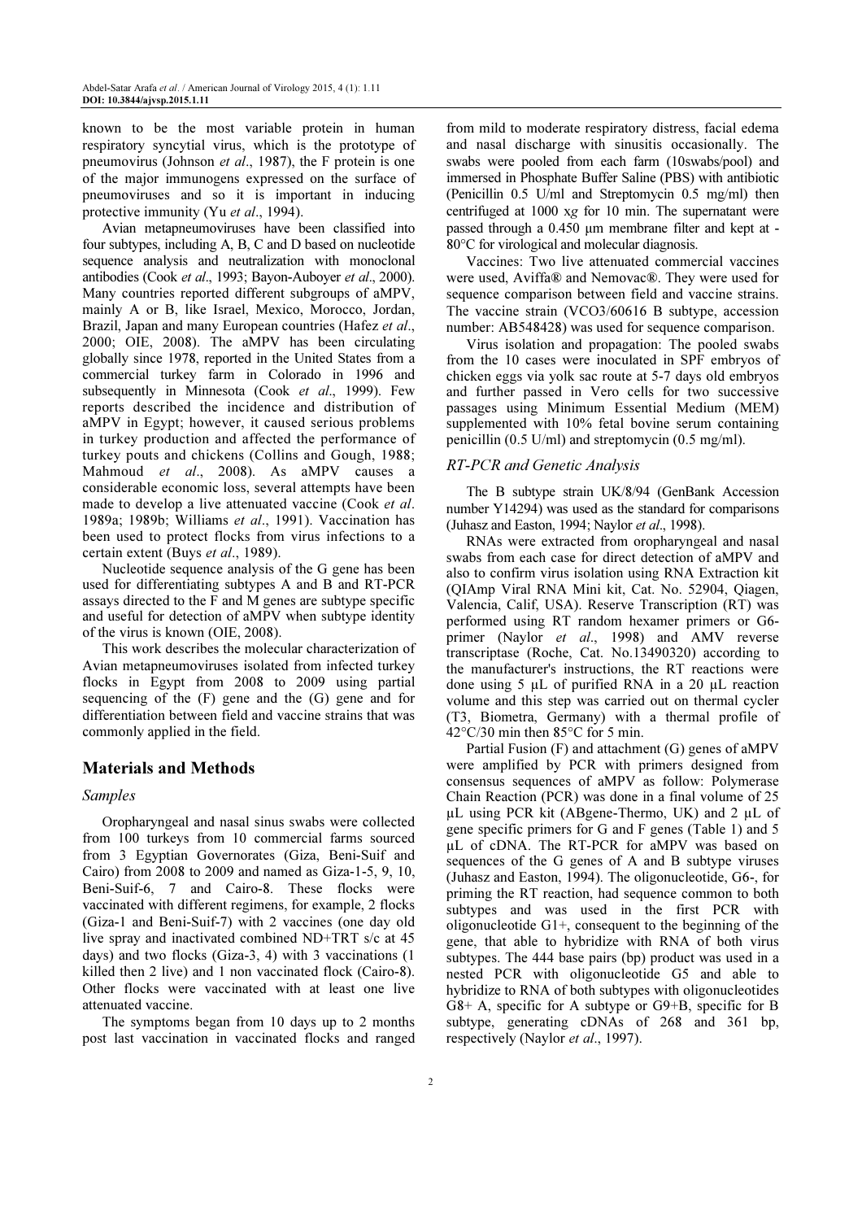known to be the most variable protein in human respiratory syncytial virus, which is the prototype of pneumovirus (Johnson *et al*., 1987), the F protein is one of the major immunogens expressed on the surface of pneumoviruses and so it is important in inducing protective immunity (Yu *et al*., 1994).

Avian metapneumoviruses have been classified into four subtypes, including A, B, C and D based on nucleotide sequence analysis and neutralization with monoclonal antibodies (Cook *et al*., 1993; Bayon-Auboyer *et al*., 2000). Many countries reported different subgroups of aMPV, mainly A or B, like Israel, Mexico, Morocco, Jordan, Brazil, Japan and many European countries (Hafez *et al*., 2000; OIE, 2008). The aMPV has been circulating globally since 1978, reported in the United States from a commercial turkey farm in Colorado in 1996 and subsequently in Minnesota (Cook *et al*., 1999). Few reports described the incidence and distribution of aMPV in Egypt; however, it caused serious problems in turkey production and affected the performance of turkey pouts and chickens (Collins and Gough, 1988; Mahmoud *et al*., 2008). As aMPV causes a considerable economic loss, several attempts have been made to develop a live attenuated vaccine (Cook *et al*. 1989a; 1989b; Williams *et al*., 1991). Vaccination has been used to protect flocks from virus infections to a certain extent (Buys *et al*., 1989).

Nucleotide sequence analysis of the G gene has been used for differentiating subtypes A and B and RT-PCR assays directed to the F and M genes are subtype specific and useful for detection of aMPV when subtype identity of the virus is known (OIE, 2008).

This work describes the molecular characterization of Avian metapneumoviruses isolated from infected turkey flocks in Egypt from 2008 to 2009 using partial sequencing of the (F) gene and the (G) gene and for differentiation between field and vaccine strains that was commonly applied in the field.

## Materials and Methods

### Samples

Oropharyngeal and nasal sinus swabs were collected from 100 turkeys from 10 commercial farms sourced from 3 Egyptian Governorates (Giza, Beni-Suif and Cairo) from 2008 to 2009 and named as Giza-1-5, 9, 10, Beni-Suif-6, 7 and Cairo-8. These flocks were vaccinated with different regimens, for example, 2 flocks (Giza-1 and Beni-Suif-7) with 2 vaccines (one day old live spray and inactivated combined ND+TRT s/c at 45 days) and two flocks (Giza-3, 4) with 3 vaccinations (1 killed then 2 live) and 1 non vaccinated flock (Cairo-8). Other flocks were vaccinated with at least one live attenuated vaccine.

The symptoms began from 10 days up to 2 months post last vaccination in vaccinated flocks and ranged from mild to moderate respiratory distress, facial edema and nasal discharge with sinusitis occasionally. The swabs were pooled from each farm (10swabs/pool) and immersed in Phosphate Buffer Saline (PBS) with antibiotic (Penicillin 0.5 U/ml and Streptomycin 0.5 mg/ml) then centrifuged at 1000 x*g* for 10 min. The supernatant were passed through a 0.450 µm membrane filter and kept at -80°C for virological and molecular diagnosis.

Vaccines: Two live attenuated commercial vaccines were used, Aviffa® and Nemovac®. They were used for sequence comparison between field and vaccine strains. The vaccine strain (VCO3/60616 B subtype, accession number: AB548428) was used for sequence comparison.

Virus isolation and propagation: The pooled swabs from the 10 cases were inoculated in SPF embryos of chicken eggs via yolk sac route at 5-7 days old embryos and further passed in Vero cells for two successive passages using Minimum Essential Medium (MEM) supplemented with 10% fetal bovine serum containing penicillin (0.5 U/ml) and streptomycin (0.5 mg/ml).

### RT-PCR and Genetic Analysis

The B subtype strain UK/8/94 (GenBank Accession number Y14294) was used as the standard for comparisons (Juhasz and Easton, 1994; Naylor *et al*., 1998).

RNAs were extracted from oropharyngeal and nasal swabs from each case for direct detection of aMPV and also to confirm virus isolation using RNA Extraction kit (QIAmp Viral RNA Mini kit, Cat. No. 52904, Qiagen, Valencia, Calif, USA). Reserve Transcription (RT) was performed using RT random hexamer primers or G6-primer (Naylor *et al*., 1998) and AMV reverse transcriptase (Roche, Cat. No.13490320) according to the manufacturer's instructions, the RT reactions were done using 5 µL of purified RNA in a 20 µL reaction volume and this step was carried out on thermal cycler (T3, Biometra, Germany) with a thermal profile of 42°C/30 min then 85°C for 5 min.

Partial Fusion (F) and attachment (G) genes of aMPV were amplified by PCR with primers designed from consensus sequences of aMPV as follow: Polymerase Chain Reaction (PCR) was done in a final volume of 25 µL using PCR kit (ABgene-Thermo, UK) and 2 µL of gene specific primers for G and F genes (Table 1) and 5 µL of cDNA. The RT-PCR for aMPV was based on sequences of the G genes of A and B subtype viruses (Juhasz and Easton, 1994). The oligonucleotide, G6-, for priming the RT reaction, had sequence common to both subtypes and was used in the first PCR with oligonucleotide G1+, consequent to the beginning of the gene, that able to hybridize with RNA of both virus subtypes. The 444 base pairs (bp) product was used in a nested PCR with oligonucleotide G5 and able to hybridize to RNA of both subtypes with oligonucleotides G8+ A, specific for A subtype or G9+B, specific for B subtype, generating cDNAs of 268 and 361 bp, respectively (Naylor *et al*., 1997).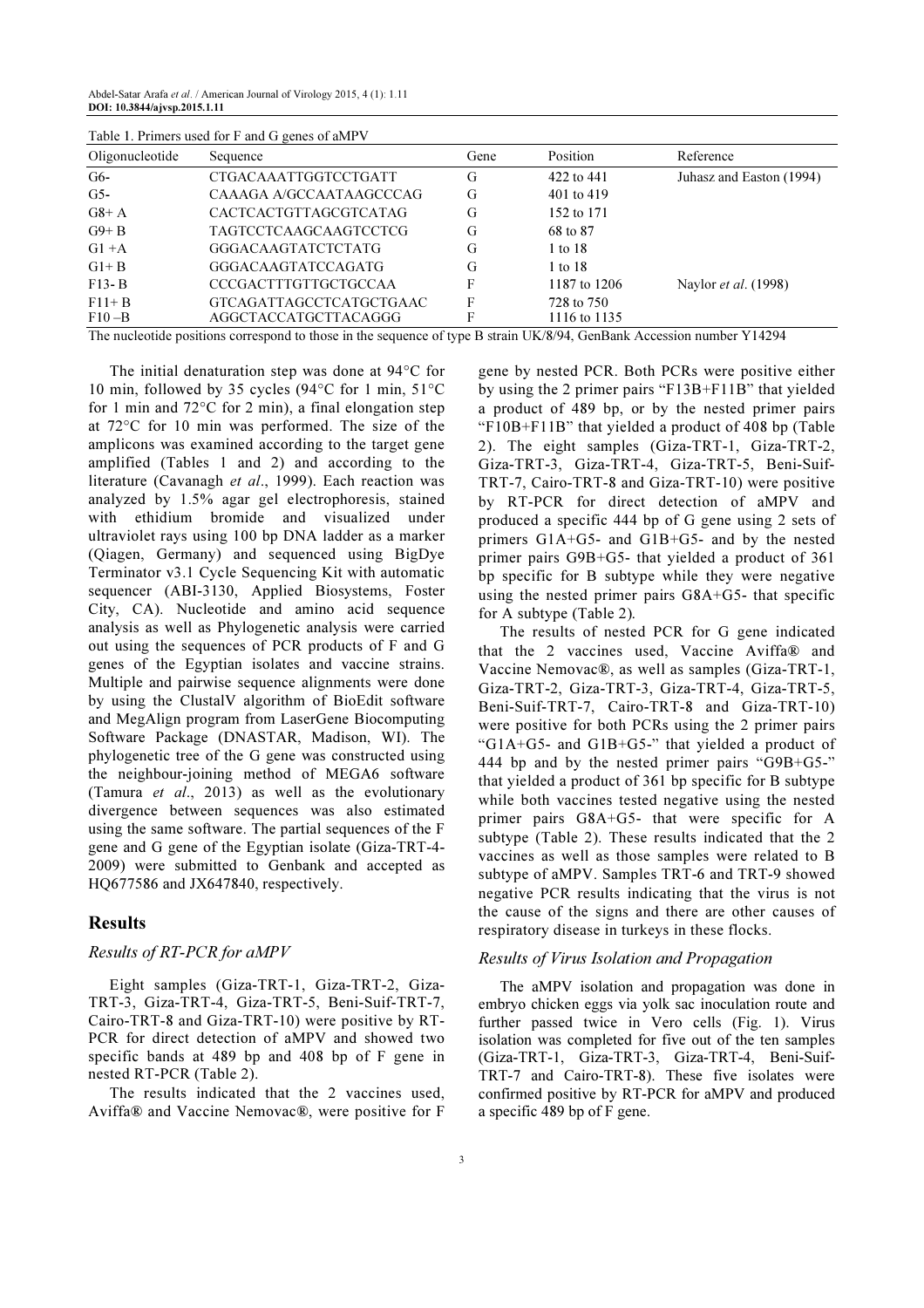Table 1. Primers used for F and G genes of aMPV

| Oligonucleotide | Sequence | Gene | Position | Reference |
|---|---|---|---|---|
| G6- | CTGACAAATTGGTCCTGATT | G | 422 to 441 | Juhasz and Easton (1994) |
| G5- | CAAAGA A/GCCAATAAGCCCAG | G | 401 to 419 | |
| G8+ A | CACTCACTGTTAGCGTCATAG | G | 152 to 171 | |
| G9+ B | TAGTCCTCAAGCAAGTCCTCG | G | 68 to 87 | |
| G1 +A | GGGACAAGTATCTCTATG | G | 1 to 18 | |
| G1+ B | GGGACAAGTATCCAGATG | G | 1 to 18 | |
| F13- B | CCCGACTTTGTTGCTGCCAA | F | 1187 to 1206 | Naylor *et al*. (1998) |
| F11+ B | GTCAGATTAGCCTCATGCTGAAC | F | 728 to 750 | |
| F10 –B | AGGCTACCATGCTTACAGGG | F | 1116 to 1135 | |

The nucleotide positions correspond to those in the sequence of type B strain UK/8/94, GenBank Accession number Y14294

The initial denaturation step was done at 94°C for 10 min, followed by 35 cycles (94°C for 1 min, 51°C for 1 min and 72°C for 2 min), a final elongation step at 72°C for 10 min was performed. The size of the amplicons was examined according to the target gene amplified (Tables 1 and 2) and according to the literature (Cavanagh *et al*., 1999). Each reaction was analyzed by 1.5% agar gel electrophoresis, stained with ethidium bromide and visualized under ultraviolet rays using 100 bp DNA ladder as a marker (Qiagen, Germany) and sequenced using BigDye Terminator v3.1 Cycle Sequencing Kit with automatic sequencer (ABI-3130, Applied Biosystems, Foster City, CA). Nucleotide and amino acid sequence analysis as well as Phylogenetic analysis were carried out using the sequences of PCR products of F and G genes of the Egyptian isolates and vaccine strains. Multiple and pairwise sequence alignments were done by using the ClustalV algorithm of BioEdit software and MegAlign program from LaserGene Biocomputing Software Package (DNASTAR, Madison, WI). The phylogenetic tree of the G gene was constructed using the neighbour-joining method of MEGA6 software (Tamura *et al*., 2013) as well as the evolutionary divergence between sequences was also estimated using the same software. The partial sequences of the F gene and G gene of the Egyptian isolate (Giza-TRT-4-2009) were submitted to Genbank and accepted as HQ677586 and JX647840, respectively.

## Results

### Results of RT-PCR for aMPV

Eight samples (Giza-TRT-1, Giza-TRT-2, Giza-TRT-3, Giza-TRT-4, Giza-TRT-5, Beni-Suif-TRT-7, Cairo-TRT-8 and Giza-TRT-10) were positive by RT-PCR for direct detection of aMPV and showed two specific bands at 489 bp and 408 bp of F gene in nested RT-PCR (Table 2).

The results indicated that the 2 vaccines used, Aviffa® and Vaccine Nemovac®, were positive for F gene by nested PCR. Both PCRs were positive either by using the 2 primer pairs "F13B+F11B" that yielded a product of 489 bp, or by the nested primer pairs "F10B+F11B" that yielded a product of 408 bp (Table 2). The eight samples (Giza-TRT-1, Giza-TRT-2, Giza-TRT-3, Giza-TRT-4, Giza-TRT-5, Beni-Suif-TRT-7, Cairo-TRT-8 and Giza-TRT-10) were positive by RT-PCR for direct detection of aMPV and produced a specific 444 bp of G gene using 2 sets of primers G1A+G5- and G1B+G5- and by the nested primer pairs G9B+G5- that yielded a product of 361 bp specific for B subtype while they were negative using the nested primer pairs G8A+G5- that specific for A subtype (Table 2).

The results of nested PCR for G gene indicated that the 2 vaccines used, Vaccine Aviffa® and Vaccine Nemovac®, as well as samples (Giza-TRT-1, Giza-TRT-2, Giza-TRT-3, Giza-TRT-4, Giza-TRT-5, Beni-Suif-TRT-7, Cairo-TRT-8 and Giza-TRT-10) were positive for both PCRs using the 2 primer pairs "G1A+G5- and G1B+G5-" that yielded a product of 444 bp and by the nested primer pairs "G9B+G5-" that yielded a product of 361 bp specific for B subtype while both vaccines tested negative using the nested primer pairs G8A+G5- that were specific for A subtype (Table 2). These results indicated that the 2 vaccines as well as those samples were related to B subtype of aMPV. Samples TRT-6 and TRT-9 showed negative PCR results indicating that the virus is not the cause of the signs and there are other causes of respiratory disease in turkeys in these flocks.

### Results of Virus Isolation and Propagation

The aMPV isolation and propagation was done in embryo chicken eggs via yolk sac inoculation route and further passed twice in Vero cells (Fig. 1). Virus isolation was completed for five out of the ten samples (Giza-TRT-1, Giza-TRT-3, Giza-TRT-4, Beni-Suif-TRT-7 and Cairo-TRT-8). These five isolates were confirmed positive by RT-PCR for aMPV and produced a specific 489 bp of F gene.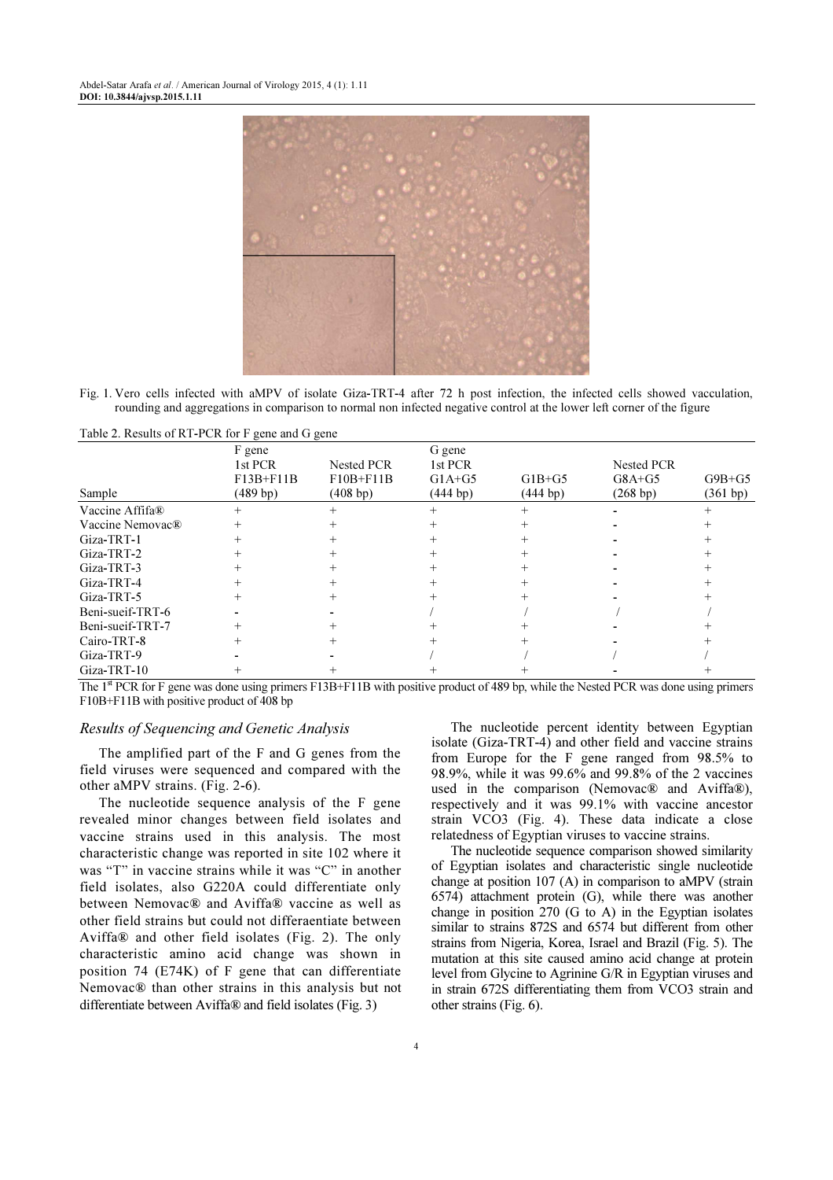Fig. 1. Vero cells infected with aMPV of isolate Giza-TRT-4 after 72 h post infection, the infected cells showed vacculation, rounding and aggregations in comparison to normal non infected negative control at the lower left corner of the figure

Table 2. Results of RT-PCR for F gene and G gene

| Sample | F gene 1st PCR F13B+F11B (489 bp) | Nested PCR F10B+F11B (408 bp) | G gene 1st PCR G1A+G5 (444 bp) | G1B+G5 (444 bp) | Nested PCR G8A+G5 (268 bp) | G9B+G5 (361 bp) |
|---|---|---|---|---|---|---|
| Vaccine Affifa® | + | + | + | + | - | + |
| Vaccine Nemovac® | + | + | + | + | - | + |
| Giza-TRT-1 | + | + | + | + | - | + |
| Giza-TRT-2 | + | + | + | + | - | + |
| Giza-TRT-3 | + | + | + | + | - | + |
| Giza-TRT-4 | + | + | + | + | - | + |
| Giza-TRT-5 | + | + | + | + | - | + |
| Beni-sueif-TRT-6 | - | - | / | / | / | / |
| Beni-sueif-TRT-7 | + | + | + | + | - | + |
| Cairo-TRT-8 | + | + | + | + | - | + |
| Giza-TRT-9 | - | - | / | / | / | / |
| Giza-TRT-10 | + | + | + | + | - | + |

The 1st PCR for F gene was done using primers F13B+F11B with positive product of 489 bp, while the Nested PCR was done using primers F10B+F11B with positive product of 408 bp

### Results of Sequencing and Genetic Analysis

The amplified part of the F and G genes from the field viruses were sequenced and compared with the other aMPV strains. (Fig. 2-6).

The nucleotide sequence analysis of the F gene revealed minor changes between field isolates and vaccine strains used in this analysis. The most characteristic change was reported in site 102 where it was "T" in vaccine strains while it was "C" in another field isolates, also G220A could differentiate only between Nemovac® and Aviffa® vaccine as well as other field strains but could not differaentiate between Aviffa® and other field isolates (Fig. 2). The only characteristic amino acid change was shown in position 74 (E74K) of F gene that can differentiate Nemovac® than other strains in this analysis but not differentiate between Aviffa® and field isolates (Fig. 3)

The nucleotide percent identity between Egyptian isolate (Giza-TRT-4) and other field and vaccine strains from Europe for the F gene ranged from 98.5% to 98.9%, while it was 99.6% and 99.8% of the 2 vaccines used in the comparison (Nemovac® and Aviffa®), respectively and it was 99.1% with vaccine ancestor strain VCO3 (Fig. 4). These data indicate a close relatedness of Egyptian viruses to vaccine strains.

The nucleotide sequence comparison showed similarity of Egyptian isolates and characteristic single nucleotide change at position 107 (A) in comparison to aMPV (strain 6574) attachment protein (G), while there was another change in position 270 (G to A) in the Egyptian isolates similar to strains 872S and 6574 but different from other strains from Nigeria, Korea, Israel and Brazil (Fig. 5). The mutation at this site caused amino acid change at protein level from Glycine to Agrinine G/R in Egyptian viruses and in strain 672S differentiating them from VCO3 strain and other strains (Fig. 6).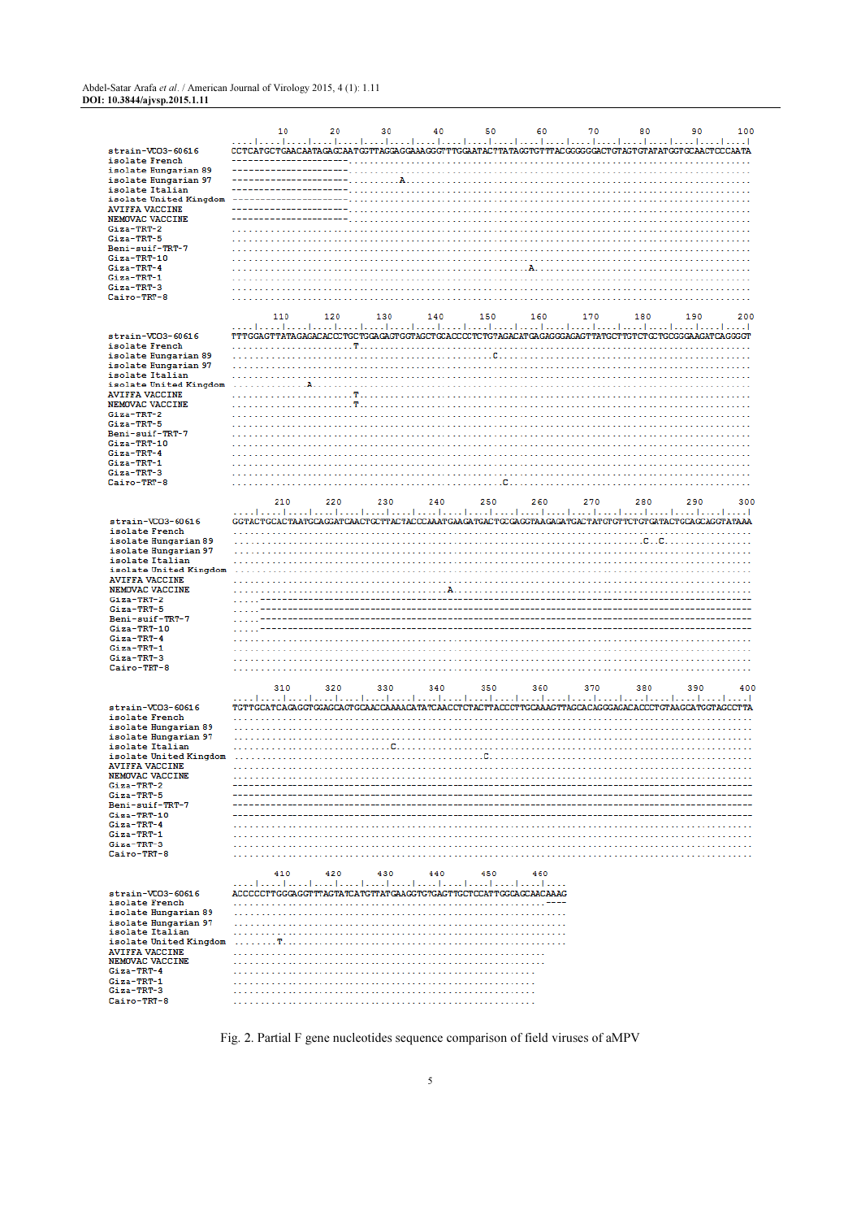```
                    10        20        30        40        50        60        70        80        90        100
           ....|....|....|....|....|....|....|....|....|....|....|....|....|....|....|....|....|....|....|....|
strain-VCO3-60616       CCTCATGCTGAACAATAGAGCAATGGTTAGGAGGAAAGGGTTTGGAATACTTATAGGTGTTTACGGGGGGACTGTAGTGTATATGGTGCAACTCCCAATA
isolate French          ----------------------..............................................................................
isolate Hungarian 89    ----------------------..............................................................................
isolate Hungarian 97    ----------------------.........A....................................................................
isolate Italian         ----------------------..............................................................................
isolate United Kingdom  ----------------------..............................................................................
AVIFFA VACCINE          ----------------------..............................................................................
NEMOVAC VACCINE         ----------------------..............................................................................
Giza-TRT-2              ....................................................................................................
Giza-TRT-5              ....................................................................................................
Beni-suif-TRT-7         ....................................................................................................
Giza-TRT-10             ....................................................................................................
Giza-TRT-4              ..........................................................A.........................................
Giza-TRT-1              ....................................................................................................
Giza-TRT-3              ....................................................................................................
Cairo-TRT-8             ....................................................................................................

                    110       120       130       140       150       160       170       180       190       200
           ....|....|....|....|....|....|....|....|....|....|....|....|....|....|....|....|....|....|....|....|
strain-VCO3-60616       TTTGGAGTTATAGAGACACCCTGCTGGAGAGTGGTAGCTGCACCCCTCTGTAGACATGAGAGGGAGAGTTATGCTTGTCTGCTGCGGGAAGATCAGGGGT
isolate French          ........................T...........................................................................
isolate Hungarian 89    ..................................................C.................................................
isolate Hungarian 97    ....................................................................................................
isolate Italian         ....................................................................................................
isolate United Kingdom  ...............A....................................................................................
AVIFFA VACCINE          ........................T...........................................................................
NEMOVAC VACCINE         ........................T...........................................................................
Giza-TRT-2              ....................................................................................................
Giza-TRT-5              ....................................................................................................
Beni-suif-TRT-7         ....................................................................................................
Giza-TRT-10             ....................................................................................................
Giza-TRT-4              ....................................................................................................
Giza-TRT-1              ....................................................................................................
Giza-TRT-3              ....................................................................................................
Cairo-TRT-8             ....................................................C...............................................

                    210       220       230       240       250       260       270       280       290       300
           ....|....|....|....|....|....|....|....|....|....|....|....|....|....|....|....|....|....|....|....|
strain-VCO3-60616       GGTACTGCACTAATGCAGGATCAACTGCTTACTACCCAAATGAAGATGACTGCGAGGTAAGAGATGACTATGTGTTCTGTGATACTGCAGCAGGTATAAA
isolate French          ....................................................................................................
isolate Hungarian 89    ...............................................................................C..C.................
isolate Hungarian 97    ....................................................................................................
isolate Italian         ....................................................................................................
isolate United Kingdom  ....................................................................................................
AVIFFA VACCINE          ....................................................................................................
NEMOVAC VACCINE         ..........................................A.........................................................
Giza-TRT-2              ....------------------------------------------------------------------------------------------------
Giza-TRT-5              ....------------------------------------------------------------------------------------------------
Beni-suif-TRT-7         ....------------------------------------------------------------------------------------------------
Giza-TRT-10             ....------------------------------------------------------------------------------------------------
Giza-TRT-4              ....................................................................................................
Giza-TRT-1              ....................................................................................................
Giza-TRT-3              ....................................................................................................
Cairo-TRT-8             ....................................................................................................

                    310       320       330       340       350       360       370       380       390       400
           ....|....|....|....|....|....|....|....|....|....|....|....|....|....|....|....|....|....|....|....|
strain-VCO3-60616       TGTTGCATCAGAGGTGGAGCAGTGCAACCAAAACATATCAACCTCTACTTACCCTTGCAAAGTTAGCACAGGGAGACACCCTGTAAGCATGGTAGCCTTA
isolate French          ....................................................................................................
isolate Hungarian 89    ....................................................................................................
isolate Hungarian 97    ....................................................................................................
isolate Italian         ..............................C.....................................................................
isolate United Kingdom  ................................................C...................................................
AVIFFA VACCINE          ....................................................................................................
NEMOVAC VACCINE         ....................................................................................................
Giza-TRT-2              ----------------------------------------------------------------------------------------------------
Giza-TRT-5              ----------------------------------------------------------------------------------------------------
Beni-suif-TRT-7         ----------------------------------------------------------------------------------------------------
Giza-TRT-10             ----------------------------------------------------------------------------------------------------
Giza-TRT-4              ....................................................................................................
Giza-TRT-1              ....................................................................................................
Giza-TRT-3              ....................................................................................................
Cairo-TRT-8             ....................................................................................................

                    410       420       430       440       450       460
           ....|....|....|....|....|....|....|....|....|....|....|....
strain-VCO3-60616       ACCCCCTTGGGAGGTTTAGTATCATGTTATGAAGGTGTGAGTTGCTCCATTGGCAGCAACAAAG
isolate French          ............................................................----
isolate Hungarian 89    ................................................................
isolate Hungarian 97    ................................................................
isolate Italian         ................................................................
isolate United Kingdom  ........T.......................................................
AVIFFA VACCINE          ..........................................................
NEMOVAC VACCINE         ..........................................................
Giza-TRT-4              ..........................................................
Giza-TRT-1              ..........................................................
Giza-TRT-3              ..........................................................
Cairo-TRT-8             ..........................................................
```

Fig. 2. Partial F gene nucleotides sequence comparison of field viruses of aMPV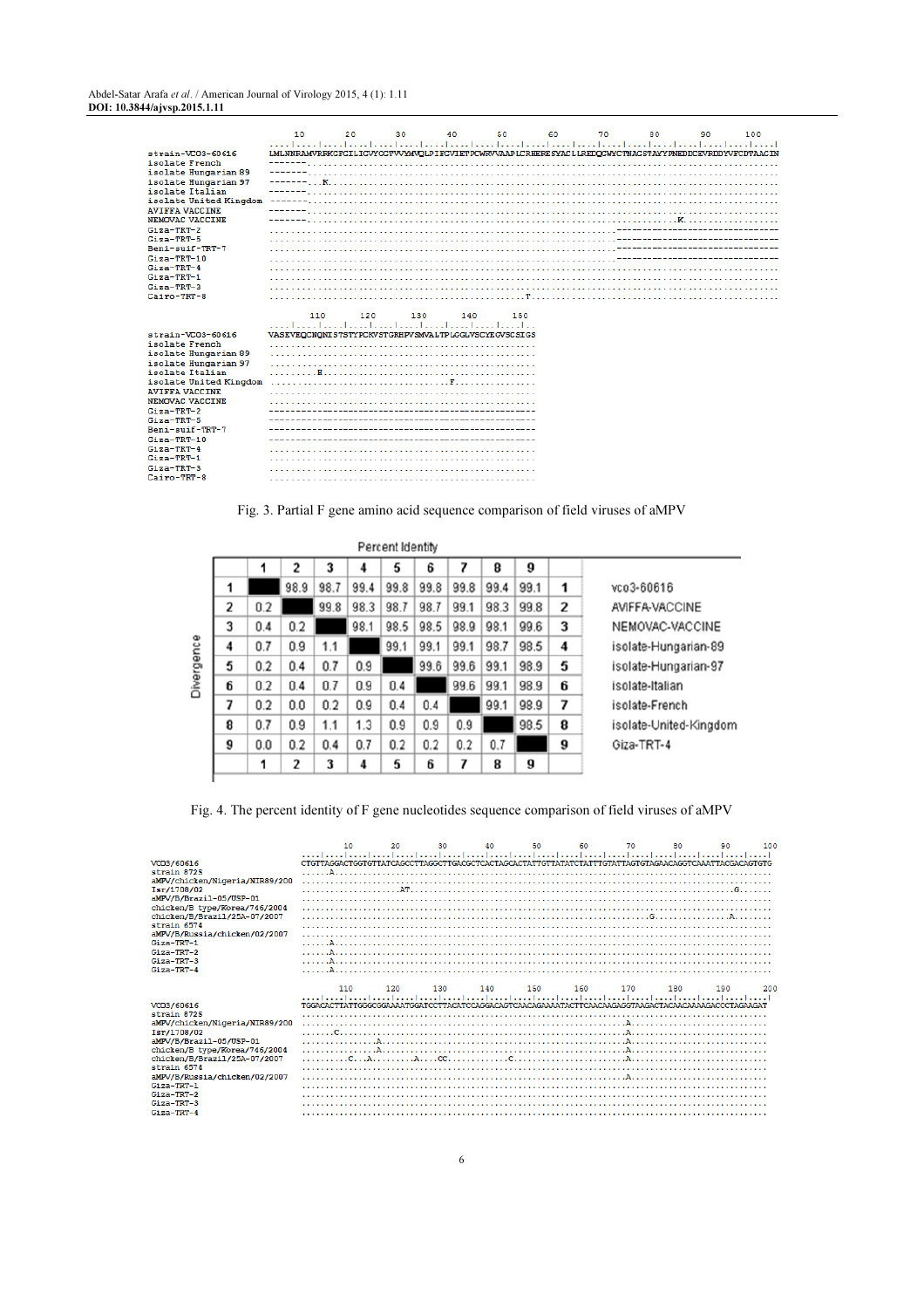```
                        10        20        30        40        50        60        70        80        90        100
                ....|....|....|....|....|....|....|....|....|....|....|....|....|....|....|....|....|....|....|....|
strain-VCO3-60616        LMLNNRAMVRRKCFCILICVYGCFVVVMVQLPIECVIETPCWRVAAPLCREERESYACLLREDQCWYCTNACSTAYYPNEDDCEVRDDYVFCDTAACIN
isolate French           -------.............................................................................................
isolate Hungarian 89     -------.............................................................................................
isolate Hungarian 97     -------...K.........................................................................................
isolate Italian          -------.............................................................................................
isolate United Kingdom   -------.............................................................................................
AVIFFA VACCINE           -------.............................................................................................
NEMOVAC VACCINE          -------.......................................................................K.................
Giza-TRT-2               ......................................................................------------------------------
Giza-TRT-5               ......................................................................------------------------------
Beni-suif-TRT-7          ......................................................................------------------------------
Giza-TRT-10              ......................................................................------------------------------
Giza-TRT-4               ....................................................................................................
Giza-TRT-1               ....................................................................................................
Giza-TRT-3               ....................................................................................................
Cairo-TRT-8              ....................................................T...............................................

                        110       120       130       140       150
                ....|....|....|....|....|....|....|....|....|....|..
strain-VCO3-60616        VASEVEQCNQNISTSTYPCKVSTGRHPVSMVALTPLGGLVSCYEGVSCSIGS
isolate French           ....................................................
isolate Hungarian 89     ....................................................
isolate Hungarian 97     ....................................................
isolate Italian          .........H..........................................
isolate United Kingdom   ..............................F.....................
AVIFFA VACCINE           ....................................................
NEMOVAC VACCINE          ....................................................
Giza-TRT-2               ----------------------------------------------------
Giza-TRT-5               ----------------------------------------------------
Beni-suif-TRT-7          ----------------------------------------------------
Giza-TRT-10              ----------------------------------------------------
Giza-TRT-4               ....................................................
Giza-TRT-1               ....................................................
Giza-TRT-3               ....................................................
Cairo-TRT-8              ....................................................
```

Fig. 3. Partial F gene amino acid sequence comparison of field viruses of aMPV

Percent Identity (upper triangle) / Divergence (lower triangle)

| | 1 | 2 | 3 | 4 | 5 | 6 | 7 | 8 | 9 | | |
|---|---|---|---|---|---|---|---|---|---|---|---|
| 1 | | 98.9 | 98.7 | 99.4 | 99.8 | 99.8 | 99.8 | 99.4 | 99.1 | 1 | vco3-60616 |
| 2 | 0.2 | | 99.8 | 98.3 | 98.7 | 98.7 | 99.1 | 98.3 | 99.8 | 2 | AVIFFA-VACCINE |
| 3 | 0.4 | 0.2 | | 98.1 | 98.5 | 98.5 | 98.9 | 98.1 | 99.6 | 3 | NEMOVAC-VACCINE |
| 4 | 0.7 | 0.9 | 1.1 | | 99.1 | 99.1 | 99.1 | 98.7 | 98.5 | 4 | isolate-Hungarian-89 |
| 5 | 0.2 | 0.4 | 0.7 | 0.9 | | 99.6 | 99.6 | 99.1 | 98.9 | 5 | isolate-Hungarian-97 |
| 6 | 0.2 | 0.4 | 0.7 | 0.9 | 0.4 | | 99.6 | 99.1 | 98.9 | 6 | isolate-Italian |
| 7 | 0.2 | 0.0 | 0.2 | 0.9 | 0.4 | 0.4 | | 99.1 | 98.9 | 7 | isolate-French |
| 8 | 0.7 | 0.9 | 1.1 | 1.3 | 0.9 | 0.9 | 0.9 | | 98.5 | 8 | isolate-United-Kingdom |
| 9 | 0.0 | 0.2 | 0.4 | 0.7 | 0.2 | 0.2 | 0.2 | 0.7 | | 9 | Giza-TRT-4 |
| | 1 | 2 | 3 | 4 | 5 | 6 | 7 | 8 | 9 | | |

Fig. 4. The percent identity of F gene nucleotides sequence comparison of field viruses of aMPV

```
                                  10        20        30        40        50        60        70        80        90        100
                          ....|....|....|....|....|....|....|....|....|....|....|....|....|....|....|....|....|....|....|....|
VCO3/60616                CTGTTAGGACTGGTGTTATCAGCCTTAGGCTTGACGCTCACTAGCACTATTGTTATATCTATTTGTATTAGTGTAGAACAGGTCAAATTACGACAGTGTG
strain 8725               ......A.............................................................................................
aMPV/chicken/Nigeria/NIR89/200 ....................................................................................................
Isr/1708/02               ....................AT....................................................................G.......
aMPV/B/Brazil-05/USP-01   ....................................................................................................
chicken/B type/Korea/746/2004 ....................................................................................................
chicken/B/Brazil/25A-07/2007 .......................................................................G................A.......
strain 6574               ....................................................................................................
aMPV/B/Russia/chicken/02/2007 ....................................................................................................
Giza-TRT-1                ......A.............................................................................................
Giza-TRT-2                ......A.............................................................................................
Giza-TRT-3                ......A.............................................................................................
Giza-TRT-4                ......A.............................................................................................

                                 110       120       130       140       150       160       170       180       190       200
                          ....|....|....|....|....|....|....|....|....|....|....|....|....|....|....|....|....|....|....|....|
VCO3/60616                TGGACACTTATTGGGCGGAAAATGGATCCTTACATCCAGGACAGTCAACAGAAAATACTTCAACAAGAGGTAAGACTACAACAAAGACCCTAGAAGAT
strain 8725               ....................................................................................................
aMPV/chicken/Nigeria/NIR89/200 .......................................................................A............................
Isr/1708/02               ........C..............................................................A............................
aMPV/B/Brazil-05/USP-01   ...............A.......................................................A............................
chicken/B type/Korea/746/2004 ...............A.......................................................A............................
chicken/B/Brazil/25A-07/2007 .........C...A.........A....CC.............C..........................A............................
strain 6574               ....................................................................................................
aMPV/B/Russia/chicken/02/2007 .......................................................................A............................
Giza-TRT-1                ....................................................................................................
Giza-TRT-2                ....................................................................................................
Giza-TRT-3                ....................................................................................................
Giza-TRT-4                ....................................................................................................
```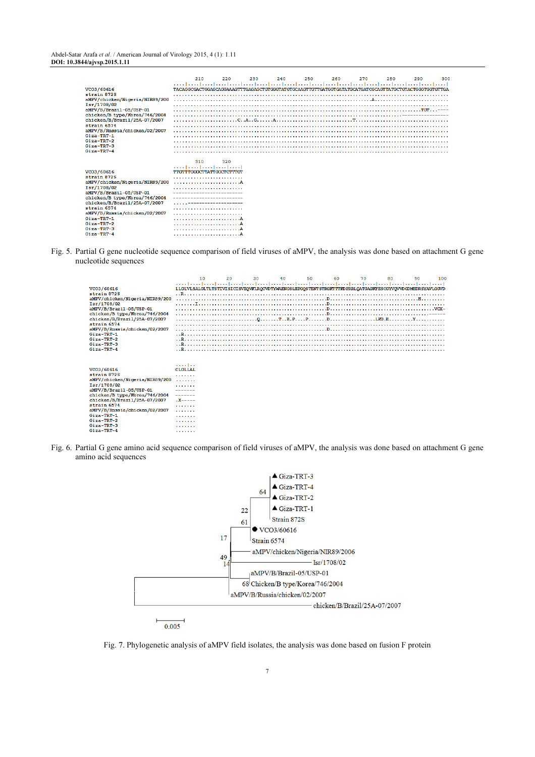Fig. 5. Partial G gene nucleotide sequence comparison of field viruses of aMPV, the analysis was done based on attachment G gene nucleotide sequences

Fig. 6. Partial G gene amino acid sequence comparison of field viruses of aMPV, the analysis was done based on attachment G gene amino acid sequences

Fig. 7. Phylogenetic analysis of aMPV field isolates, the analysis was done based on fusion F protein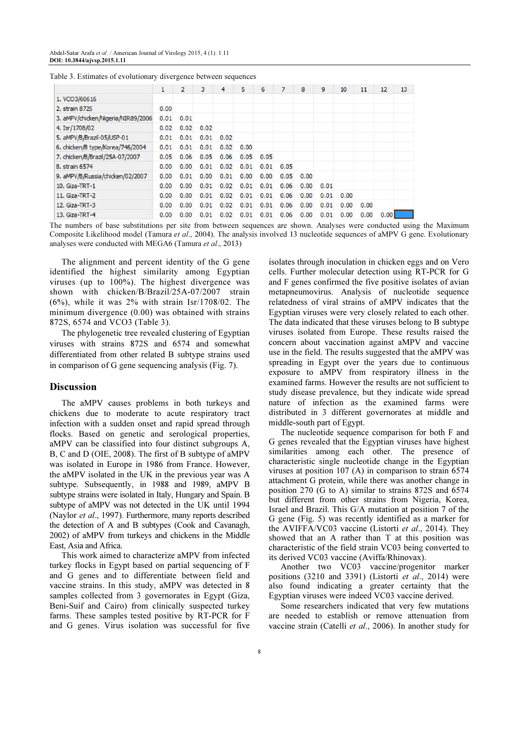Table 3. Estimates of evolutionary divergence between sequences

| | 1 | 2 | 3 | 4 | 5 | 6 | 7 | 8 | 9 | 10 | 11 | 12 | 13 |
|---|---|---|---|---|---|---|---|---|---|---|---|---|---|
| 1. VCO3/60616 | | | | | | | | | | | | | |
| 2. strain 872S | 0.00 | | | | | | | | | | | | |
| 3. aMPV/chicken/Nigeria/NIR89/2006 | 0.01 | 0.01 | | | | | | | | | | | |
| 4. Isr/1708/02 | 0.02 | 0.02 | 0.02 | | | | | | | | | | |
| 5. aMPV/B/Brazil-05/USP-01 | 0.01 | 0.01 | 0.01 | 0.02 | | | | | | | | | |
| 6. chicken/B type/Korea/746/2004 | 0.01 | 0.01 | 0.01 | 0.02 | 0.00 | | | | | | | | |
| 7. chicken/B/Brazil/25A-07/2007 | 0.05 | 0.06 | 0.05 | 0.06 | 0.05 | 0.05 | | | | | | | |
| 8. strain 6574 | 0.00 | 0.00 | 0.01 | 0.02 | 0.01 | 0.01 | 0.05 | | | | | | |
| 9. aMPV/B/Russia/chicken/02/2007 | 0.00 | 0.01 | 0.00 | 0.01 | 0.00 | 0.00 | 0.05 | 0.00 | | | | | |
| 10. Giza-TRT-1 | 0.00 | 0.00 | 0.01 | 0.02 | 0.01 | 0.01 | 0.06 | 0.00 | 0.01 | | | | |
| 11. Giza-TRT-2 | 0.00 | 0.00 | 0.01 | 0.02 | 0.01 | 0.01 | 0.06 | 0.00 | 0.01 | 0.00 | | | |
| 12. Giza-TRT-3 | 0.00 | 0.00 | 0.01 | 0.02 | 0.01 | 0.01 | 0.06 | 0.00 | 0.01 | 0.00 | 0.00 | | |
| 13. Giza-TRT-4 | 0.00 | 0.00 | 0.01 | 0.02 | 0.01 | 0.01 | 0.06 | 0.00 | 0.01 | 0.00 | 0.00 | 0.00 | |

The numbers of base substitutions per site from between sequences are shown. Analyses were conducted using the Maximum Composite Likelihood model (Tamura *et al*., 2004). The analysis involved 13 nucleotide sequences of aMPV G gene. Evolutionary analyses were conducted with MEGA6 (Tamura *et al*., 2013)

The alignment and percent identity of the G gene identified the highest similarity among Egyptian viruses (up to 100%). The highest divergence was shown with chicken/B/Brazil/25A-07/2007 strain (6%), while it was 2% with strain Isr/1708/02. The minimum divergence (0.00) was obtained with strains 872S, 6574 and VCO3 (Table 3).

The phylogenetic tree revealed clustering of Egyptian viruses with strains 872S and 6574 and somewhat differentiated from other related B subtype strains used in comparison of G gene sequencing analysis (Fig. 7).

## Discussion

The aMPV causes problems in both turkeys and chickens due to moderate to acute respiratory tract infection with a sudden onset and rapid spread through flocks. Based on genetic and serological properties, aMPV can be classified into four distinct subgroups A, B, C and D (OIE, 2008). The first of B subtype of aMPV was isolated in Europe in 1986 from France. However, the aMPV isolated in the UK in the previous year was A subtype. Subsequently, in 1988 and 1989, aMPV B subtype strains were isolated in Italy, Hungary and Spain. B subtype of aMPV was not detected in the UK until 1994 (Naylor *et al*., 1997). Furthermore, many reports described the detection of A and B subtypes (Cook and Cavanagh, 2002) of aMPV from turkeys and chickens in the Middle East, Asia and Africa.

This work aimed to characterize aMPV from infected turkey flocks in Egypt based on partial sequencing of F and G genes and to differentiate between field and vaccine strains. In this study, aMPV was detected in 8 samples collected from 3 governorates in Egypt (Giza, Beni-Suif and Cairo) from clinically suspected turkey farms. These samples tested positive by RT-PCR for F and G genes. Virus isolation was successful for five isolates through inoculation in chicken eggs and on Vero cells. Further molecular detection using RT-PCR for G and F genes confirmed the five positive isolates of avian metapneumovirus. Analysis of nucleotide sequence relatedness of viral strains of aMPV indicates that the Egyptian viruses were very closely related to each other. The data indicated that these viruses belong to B subtype viruses isolated from Europe. These results raised the concern about vaccination against aMPV and vaccine use in the field. The results suggested that the aMPV was spreading in Egypt over the years due to continuous exposure to aMPV from respiratory illness in the examined farms. However the results are not sufficient to study disease prevalence, but they indicate wide spread nature of infection as the examined farms were distributed in 3 different governorates at middle and middle-south part of Egypt.

The nucleotide sequence comparison for both F and G genes revealed that the Egyptian viruses have highest similarities among each other. The presence of characteristic single nucleotide change in the Egyptian viruses at position 107 (A) in comparison to strain 6574 attachment G protein, while there was another change in position 270 (G to A) similar to strains 872S and 6574 but different from other strains from Nigeria, Korea, Israel and Brazil. This G/A mutation at position 7 of the G gene (Fig. 5) was recently identified as a marker for the AVIFFA/VC03 vaccine (Listorti *et al*., 2014). They showed that an A rather than T at this position was characteristic of the field strain VC03 being converted to its derived VC03 vaccine (Aviffa/Rhinovax).

Another two VC03 vaccine/progenitor marker positions (3210 and 3391) (Listorti *et al*., 2014) were also found indicating a greater certainty that the Egyptian viruses were indeed VC03 vaccine derived.

Some researchers indicated that very few mutations are needed to establish or remove attenuation from vaccine strain (Catelli *et al*., 2006). In another study for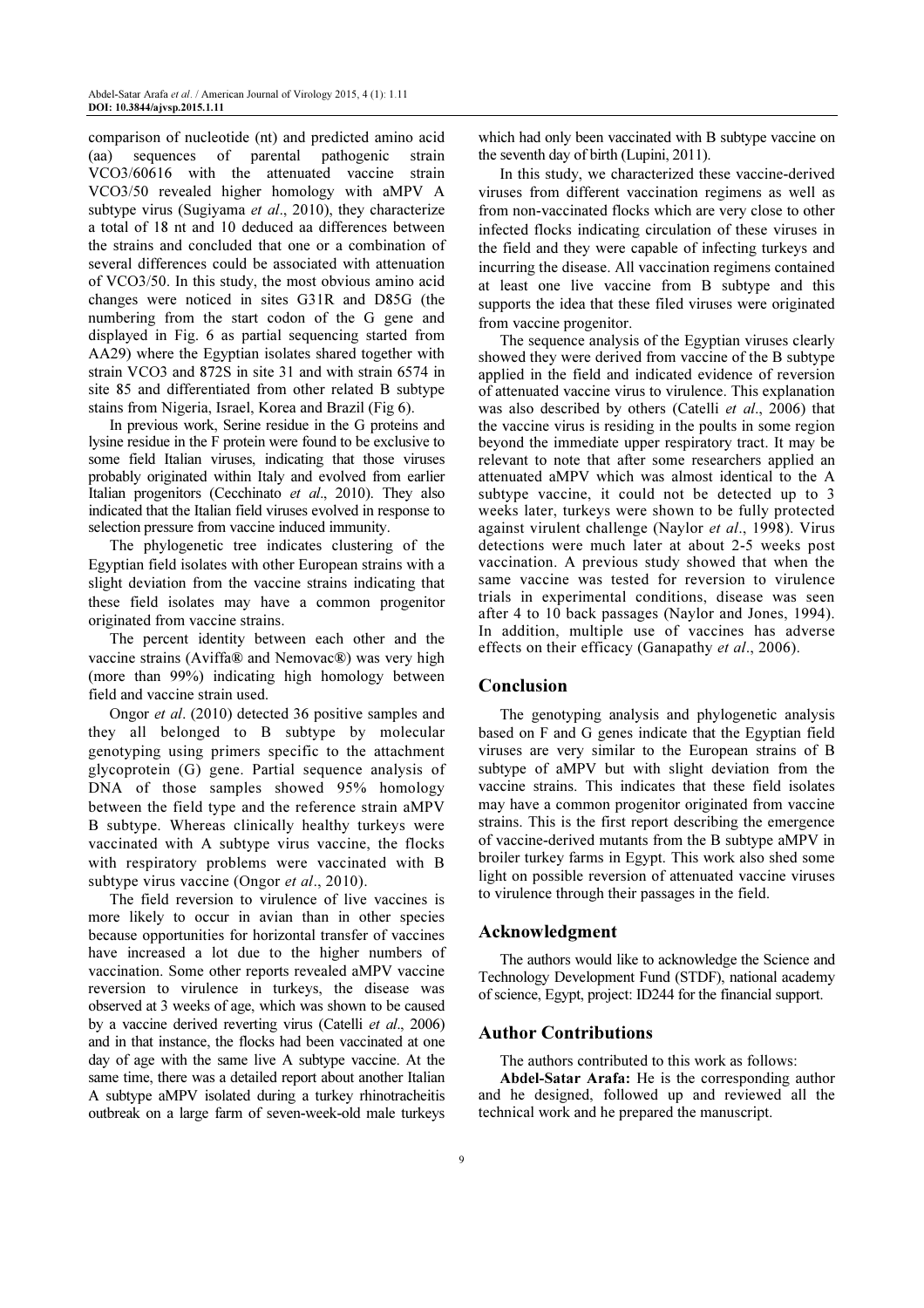comparison of nucleotide (nt) and predicted amino acid (aa) sequences of parental pathogenic strain VCO3/60616 with the attenuated vaccine strain VCO3/50 revealed higher homology with aMPV A subtype virus (Sugiyama *et al*., 2010), they characterize a total of 18 nt and 10 deduced aa differences between the strains and concluded that one or a combination of several differences could be associated with attenuation of VCO3/50. In this study, the most obvious amino acid changes were noticed in sites G31R and D85G (the numbering from the start codon of the G gene and displayed in Fig. 6 as partial sequencing started from AA29) where the Egyptian isolates shared together with strain VCO3 and 872S in site 31 and with strain 6574 in site 85 and differentiated from other related B subtype stains from Nigeria, Israel, Korea and Brazil (Fig 6).

In previous work, Serine residue in the G proteins and lysine residue in the F protein were found to be exclusive to some field Italian viruses, indicating that those viruses probably originated within Italy and evolved from earlier Italian progenitors (Cecchinato *et al*., 2010). They also indicated that the Italian field viruses evolved in response to selection pressure from vaccine induced immunity.

The phylogenetic tree indicates clustering of the Egyptian field isolates with other European strains with a slight deviation from the vaccine strains indicating that these field isolates may have a common progenitor originated from vaccine strains.

The percent identity between each other and the vaccine strains (Aviffa® and Nemovac®) was very high (more than 99%) indicating high homology between field and vaccine strain used.

Ongor *et al*. (2010) detected 36 positive samples and they all belonged to B subtype by molecular genotyping using primers specific to the attachment glycoprotein (G) gene. Partial sequence analysis of DNA of those samples showed 95% homology between the field type and the reference strain aMPV B subtype. Whereas clinically healthy turkeys were vaccinated with A subtype virus vaccine, the flocks with respiratory problems were vaccinated with B subtype virus vaccine (Ongor *et al*., 2010).

The field reversion to virulence of live vaccines is more likely to occur in avian than in other species because opportunities for horizontal transfer of vaccines have increased a lot due to the higher numbers of vaccination. Some other reports revealed aMPV vaccine reversion to virulence in turkeys, the disease was observed at 3 weeks of age, which was shown to be caused by a vaccine derived reverting virus (Catelli *et al*., 2006) and in that instance, the flocks had been vaccinated at one day of age with the same live A subtype vaccine. At the same time, there was a detailed report about another Italian A subtype aMPV isolated during a turkey rhinotracheitis outbreak on a large farm of seven-week-old male turkeys which had only been vaccinated with B subtype vaccine on the seventh day of birth (Lupini, 2011).

In this study, we characterized these vaccine-derived viruses from different vaccination regimens as well as from non-vaccinated flocks which are very close to other infected flocks indicating circulation of these viruses in the field and they were capable of infecting turkeys and incurring the disease. All vaccination regimens contained at least one live vaccine from B subtype and this supports the idea that these filed viruses were originated from vaccine progenitor.

The sequence analysis of the Egyptian viruses clearly showed they were derived from vaccine of the B subtype applied in the field and indicated evidence of reversion of attenuated vaccine virus to virulence. This explanation was also described by others (Catelli *et al*., 2006) that the vaccine virus is residing in the poults in some region beyond the immediate upper respiratory tract. It may be relevant to note that after some researchers applied an attenuated aMPV which was almost identical to the A subtype vaccine, it could not be detected up to 3 weeks later, turkeys were shown to be fully protected against virulent challenge (Naylor *et al*., 1998). Virus detections were much later at about 2-5 weeks post vaccination. A previous study showed that when the same vaccine was tested for reversion to virulence trials in experimental conditions, disease was seen after 4 to 10 back passages (Naylor and Jones, 1994). In addition, multiple use of vaccines has adverse effects on their efficacy (Ganapathy *et al*., 2006).

## Conclusion

The genotyping analysis and phylogenetic analysis based on F and G genes indicate that the Egyptian field viruses are very similar to the European strains of B subtype of aMPV but with slight deviation from the vaccine strains. This indicates that these field isolates may have a common progenitor originated from vaccine strains. This is the first report describing the emergence of vaccine-derived mutants from the B subtype aMPV in broiler turkey farms in Egypt. This work also shed some light on possible reversion of attenuated vaccine viruses to virulence through their passages in the field.

## Acknowledgment

The authors would like to acknowledge the Science and Technology Development Fund (STDF), national academy of science, Egypt, project: ID244 for the financial support.

## Author Contributions

The authors contributed to this work as follows:

**Abdel-Satar Arafa:** He is the corresponding author and he designed, followed up and reviewed all the technical work and he prepared the manuscript.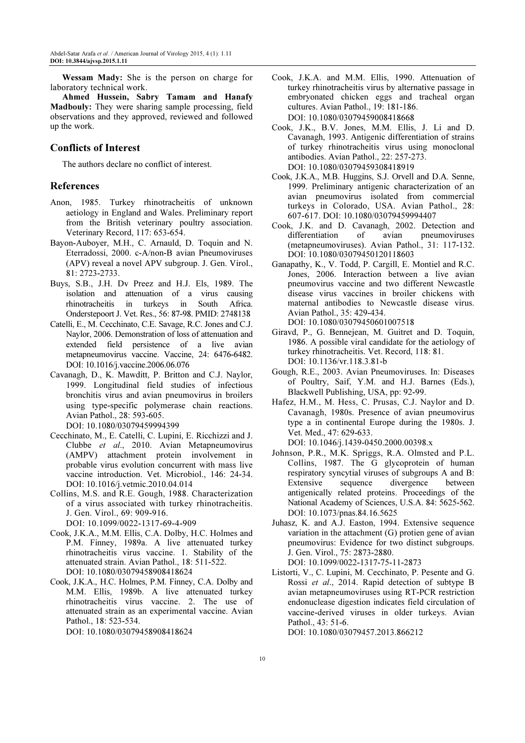**Wessam Mady:** She is the person on charge for laboratory technical work.

**Ahmed Hussein, Sabry Tamam and Hanafy Madbouly:** They were sharing sample processing, field observations and they approved, reviewed and followed up the work.

## Conflicts of Interest

The authors declare no conflict of interest.

## References

Anon, 1985. Turkey rhinotracheitis of unknown aetiology in England and Wales. Preliminary report from the British veterinary poultry association. Veterinary Record, 117: 653-654.

Bayon-Auboyer, M.H., C. Arnauld, D. Toquin and N. Eterradossi, 2000. c-A/non-B avian Pneumoviruses (APV) reveal a novel APV subgroup. J. Gen. Virol., 81: 2723-2733.

Buys, S.B., J.H. Dv Preez and H.J. Els, 1989. The isolation and attenuation of a virus causing rhinotracheitis in turkeys in South Africa. Onderstepoort J. Vet. Res., 56: 87-98. PMID: 2748138

Catelli, E., M. Cecchinato, C.E. Savage, R.C. Jones and C.J. Naylor, 2006. Demonstration of loss of attenuation and extended field persistence of a live avian metapneumovirus vaccine. Vaccine, 24: 6476-6482. DOI: 10.1016/j.vaccine.2006.06.076

Cavanagh, D., K. Mawditt, P. Britton and C.J. Naylor, 1999. Longitudinal field studies of infectious bronchitis virus and avian pneumovirus in broilers using type-specific polymerase chain reactions. Avian Pathol., 28: 593-605. DOI: 10.1080/03079459994399

Cecchinato, M., E. Catelli, C. Lupini, E. Ricchizzi and J. Clubbe *et al*., 2010. Avian Metapneumovirus (AMPV) attachment protein involvement in probable virus evolution concurrent with mass live vaccine introduction. Vet. Microbiol., 146: 24-34. DOI: 10.1016/j.vetmic.2010.04.014

Collins, M.S. and R.E. Gough, 1988. Characterization of a virus associated with turkey rhinotracheitis. J. Gen. Virol., 69: 909-916. DOI: 10.1099/0022-1317-69-4-909

Cook, J.K.A., M.M. Ellis, C.A. Dolby, H.C. Holmes and P.M. Finney, 1989a. A live attenuated turkey rhinotracheitis virus vaccine. 1. Stability of the attenuated strain. Avian Pathol., 18: 511-522. DOI: 10.1080/03079458908418624

Cook, J.K.A., H.C. Holmes, P.M. Finney, C.A. Dolby and M.M. Ellis, 1989b. A live attenuated turkey rhinotracheitis virus vaccine. 2. The use of attenuated strain as an experimental vaccine. Avian Pathol., 18: 523-534. DOI: 10.1080/03079458908418624

Cook, J.K.A. and M.M. Ellis, 1990. Attenuation of turkey rhinotracheitis virus by alternative passage in embryonated chicken eggs and tracheal organ cultures. Avian Pathol., 19: 181-186. DOI: 10.1080/03079459008418668

Cook, J.K., B.V. Jones, M.M. Ellis, J. Li and D. Cavanagh, 1993. Antigenic differentiation of strains of turkey rhinotracheitis virus using monoclonal antibodies. Avian Pathol., 22: 257-273. DOI: 10.1080/03079459308418919

Cook, J.K.A., M.B. Huggins, S.J. Orvell and D.A. Senne, 1999. Preliminary antigenic characterization of an avian pneumovirus isolated from commercial turkeys in Colorado, USA. Avian Pathol., 28: 607-617. DOI: 10.1080/03079459994407

Cook, J.K. and D. Cavanagh, 2002. Detection and differentiation of avian pneumoviruses (metapneumoviruses). Avian Pathol., 31: 117-132. DOI: 10.1080/03079450120118603

Ganapathy, K., V. Todd, P. Cargill, E. Montiel and R.C. Jones, 2006. Interaction between a live avian pneumovirus vaccine and two different Newcastle disease virus vaccines in broiler chickens with maternal antibodies to Newcastle disease virus. Avian Pathol., 35: 429-434. DOI: 10.1080/03079450601007518

Giravd, P., G. Bennejean, M. Guitret and D. Toquin, 1986. A possible viral candidate for the aetiology of turkey rhinotracheitis. Vet. Record, 118: 81. DOI: 10.1136/vr.118.3.81-b

Gough, R.E., 2003. Avian Pneumoviruses. In: Diseases of Poultry, Saif, Y.M. and H.J. Barnes (Eds.), Blackwell Publishing, USA, pp: 92-99.

Hafez, H.M., M. Hess, C. Prusas, C.J. Naylor and D. Cavanagh, 1980s. Presence of avian pneumovirus type a in continental Europe during the 1980s. J. Vet. Med., 47: 629-633. DOI: 10.1046/j.1439-0450.2000.00398.x

Johnson, P.R., M.K. Spriggs, R.A. Olmsted and P.L. Collins, 1987. The G glycoprotein of human respiratory syncytial viruses of subgroups A and B: Extensive sequence divergence between antigenically related proteins. Proceedings of the National Academy of Sciences, U.S.A. 84: 5625-562. DOI: 10.1073/pnas.84.16.5625

Juhasz, K. and A.J. Easton, 1994. Extensive sequence variation in the attachment (G) protien gene of avian pneumovirus: Evidence for two distinct subgroups. J. Gen. Virol., 75: 2873-2880. DOI: 10.1099/0022-1317-75-11-2873

Listorti, V., C. Lupini, M. Cecchinato, P. Pesente and G. Rossi *et al*., 2014. Rapid detection of subtype B avian metapneumoviruses using RT-PCR restriction endonuclease digestion indicates field circulation of vaccine-derived viruses in older turkeys. Avian Pathol., 43: 51-6. DOI: 10.1080/03079457.2013.866212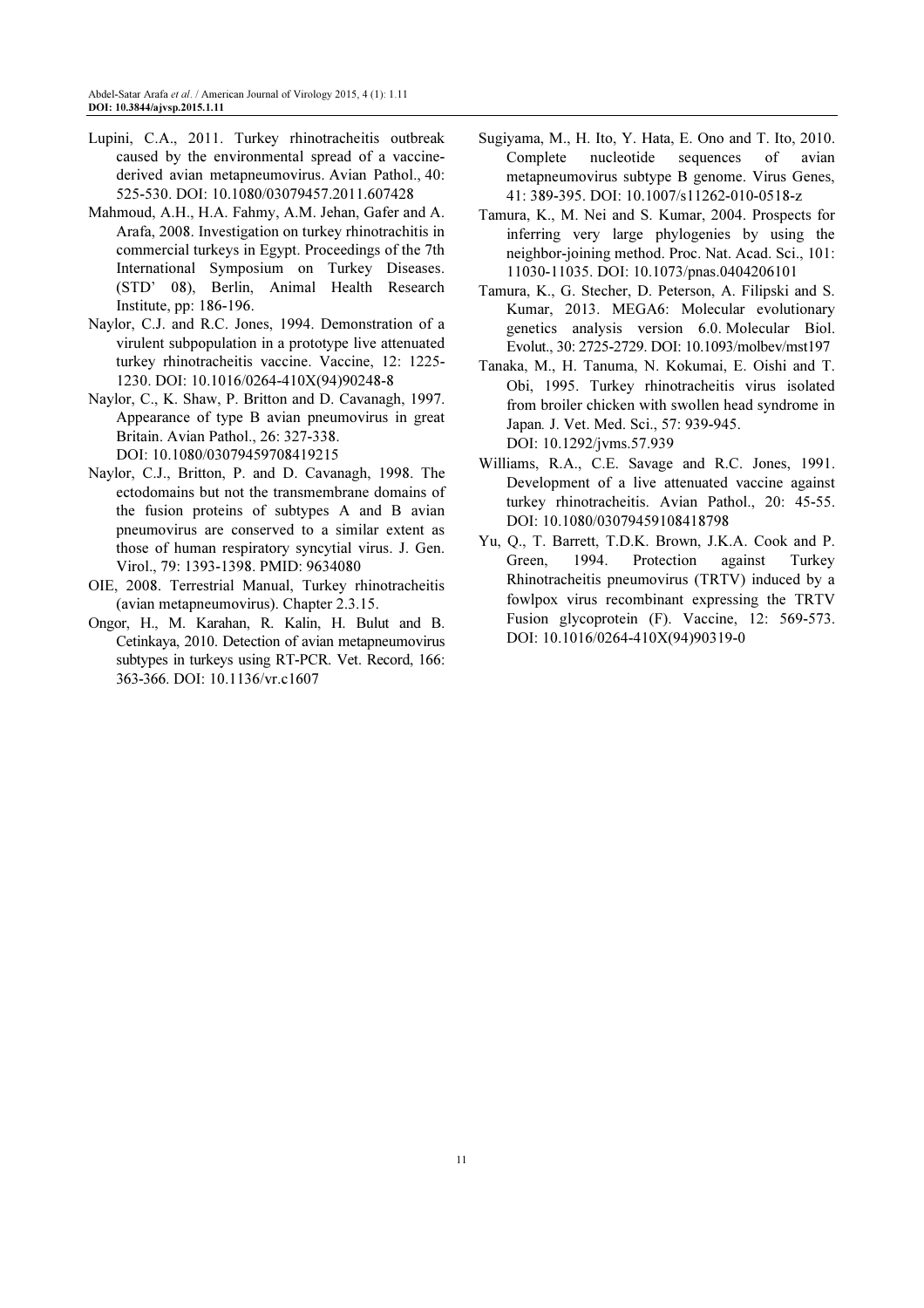Lupini, C.A., 2011. Turkey rhinotracheitis outbreak caused by the environmental spread of a vaccine-derived avian metapneumovirus. Avian Pathol., 40: 525-530. DOI: 10.1080/03079457.2011.607428

Mahmoud, A.H., H.A. Fahmy, A.M. Jehan, Gafer and A. Arafa, 2008. Investigation on turkey rhinotrachitis in commercial turkeys in Egypt. Proceedings of the 7th International Symposium on Turkey Diseases. (STD' 08), Berlin, Animal Health Research Institute, pp: 186-196.

Naylor, C.J. and R.C. Jones, 1994. Demonstration of a virulent subpopulation in a prototype live attenuated turkey rhinotracheitis vaccine. Vaccine, 12: 1225-1230. DOI: 10.1016/0264-410X(94)90248-8

Naylor, C., K. Shaw, P. Britton and D. Cavanagh, 1997. Appearance of type B avian pneumovirus in great Britain. Avian Pathol., 26: 327-338. DOI: 10.1080/03079459708419215

Naylor, C.J., Britton, P. and D. Cavanagh, 1998. The ectodomains but not the transmembrane domains of the fusion proteins of subtypes A and B avian pneumovirus are conserved to a similar extent as those of human respiratory syncytial virus. J. Gen. Virol., 79: 1393-1398. PMID: 9634080

OIE, 2008. Terrestrial Manual, Turkey rhinotracheitis (avian metapneumovirus). Chapter 2.3.15.

Ongor, H., M. Karahan, R. Kalin, H. Bulut and B. Cetinkaya, 2010. Detection of avian metapneumovirus subtypes in turkeys using RT-PCR. Vet. Record, 166: 363-366. DOI: 10.1136/vr.c1607

Sugiyama, M., H. Ito, Y. Hata, E. Ono and T. Ito, 2010. Complete nucleotide sequences of avian metapneumovirus subtype B genome. Virus Genes, 41: 389-395. DOI: 10.1007/s11262-010-0518-z

Tamura, K., M. Nei and S. Kumar, 2004. Prospects for inferring very large phylogenies by using the neighbor-joining method. Proc. Nat. Acad. Sci., 101: 11030-11035. DOI: 10.1073/pnas.0404206101

Tamura, K., G. Stecher, D. Peterson, A. Filipski and S. Kumar, 2013. MEGA6: Molecular evolutionary genetics analysis version 6.0. Molecular Biol. Evolut., 30: 2725-2729. DOI: 10.1093/molbev/mst197

Tanaka, M., H. Tanuma, N. Kokumai, E. Oishi and T. Obi, 1995. Turkey rhinotracheitis virus isolated from broiler chicken with swollen head syndrome in Japan. J. Vet. Med. Sci., 57: 939-945. DOI: 10.1292/jvms.57.939

Williams, R.A., C.E. Savage and R.C. Jones, 1991. Development of a live attenuated vaccine against turkey rhinotracheitis. Avian Pathol., 20: 45-55. DOI: 10.1080/03079459108418798

Yu, Q., T. Barrett, T.D.K. Brown, J.K.A. Cook and P. Green, 1994. Protection against Turkey Rhinotracheitis pneumovirus (TRTV) induced by a fowlpox virus recombinant expressing the TRTV Fusion glycoprotein (F). Vaccine, 12: 569-573. DOI: 10.1016/0264-410X(94)90319-0